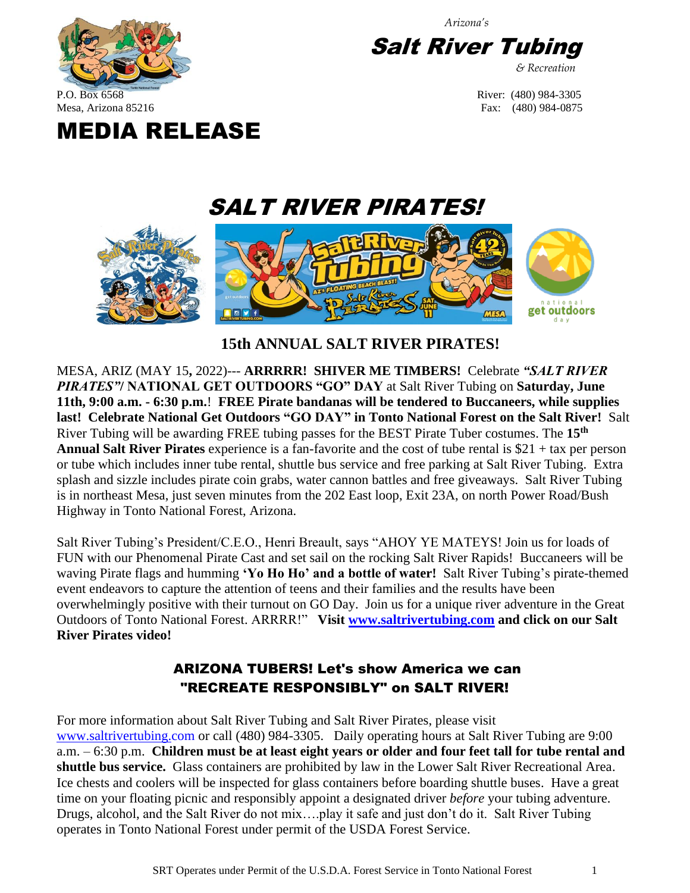*Arizona's*

**Salt River Tubing**

*& Recreation*

P.O. Box 6568
Mesa, Arizona 85216

River: (480) 984-3305
Fax: (480) 984-0875

# MEDIA RELEASE

# *SALT RIVER PIRATES!*

## 15th ANNUAL SALT RIVER PIRATES!

MESA, ARIZ (MAY 15**,** 2022)--- **ARRRRR! SHIVER ME TIMBERS!** Celebrate ***"SALT RIVER PIRATES"/* NATIONAL GET OUTDOORS "GO" DAY** at Salt River Tubing on **Saturday, June 11th, 9:00 a.m. - 6:30 p.m.**! **FREE Pirate bandanas will be tendered to Buccaneers, while supplies last! Celebrate National Get Outdoors "GO DAY" in Tonto National Forest on the Salt River!** Salt River Tubing will be awarding FREE tubing passes for the BEST Pirate Tuber costumes. The **15th Annual Salt River Pirates** experience is a fan-favorite and the cost of tube rental is $21 + tax per person or tube which includes inner tube rental, shuttle bus service and free parking at Salt River Tubing. Extra splash and sizzle includes pirate coin grabs, water cannon battles and free giveaways. Salt River Tubing is in northeast Mesa, just seven minutes from the 202 East loop, Exit 23A, on north Power Road/Bush Highway in Tonto National Forest, Arizona.

Salt River Tubing's President/C.E.O., Henri Breault, says "AHOY YE MATEYS! Join us for loads of FUN with our Phenomenal Pirate Cast and set sail on the rocking Salt River Rapids! Buccaneers will be waving Pirate flags and humming **'Yo Ho Ho' and a bottle of water!** Salt River Tubing's pirate-themed event endeavors to capture the attention of teens and their families and the results have been overwhelmingly positive with their turnout on GO Day. Join us for a unique river adventure in the Great Outdoors of Tonto National Forest. ARRRR!" **Visit [www.saltrivertubing.com](http://www.saltrivertubing.com) and click on our Salt River Pirates video!**

### ARIZONA TUBERS! Let's show America we can "RECREATE RESPONSIBLY" on SALT RIVER!

For more information about Salt River Tubing and Salt River Pirates, please visit [www.saltrivertubing.com](http://www.saltrivertubing.com) or call (480) 984-3305. Daily operating hours at Salt River Tubing are 9:00 a.m. – 6:30 p.m. **Children must be at least eight years or older and four feet tall for tube rental and shuttle bus service.** Glass containers are prohibited by law in the Lower Salt River Recreational Area. Ice chests and coolers will be inspected for glass containers before boarding shuttle buses. Have a great time on your floating picnic and responsibly appoint a designated driver *before* your tubing adventure. Drugs, alcohol, and the Salt River do not mix….play it safe and just don't do it. Salt River Tubing operates in Tonto National Forest under permit of the USDA Forest Service.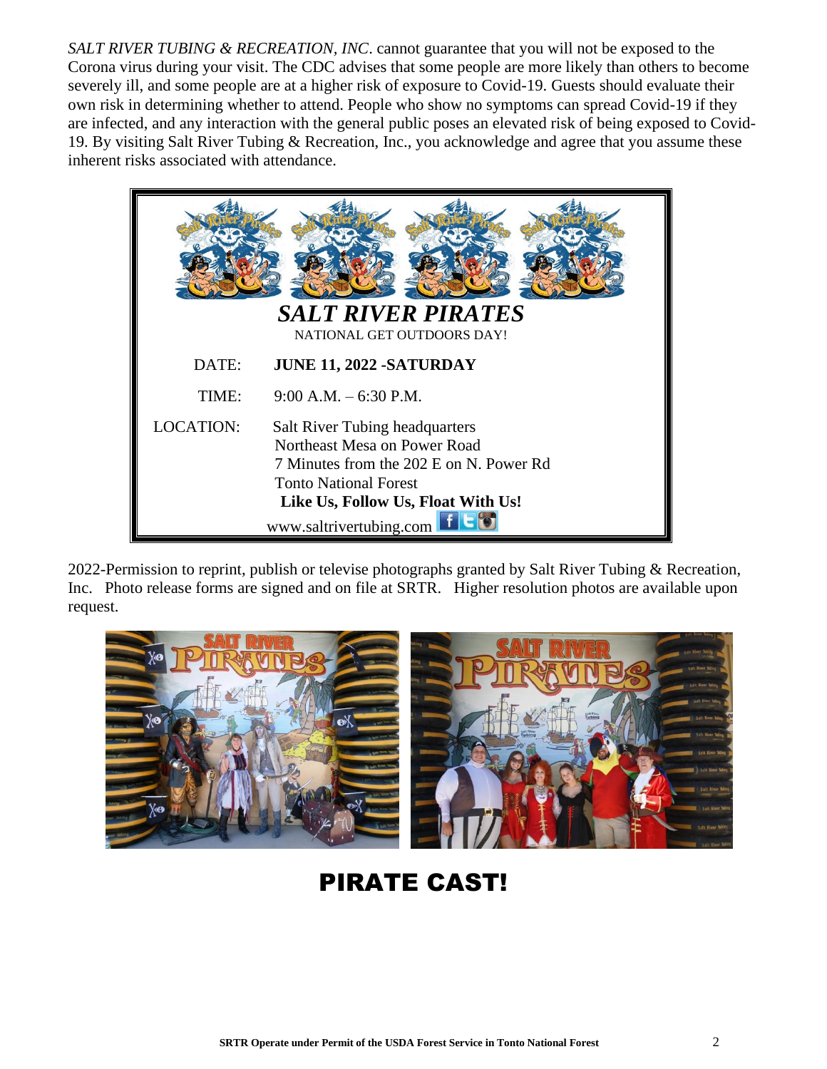*SALT RIVER TUBING & RECREATION, INC*. cannot guarantee that you will not be exposed to the Corona virus during your visit. The CDC advises that some people are more likely than others to become severely ill, and some people are at a higher risk of exposure to Covid-19. Guests should evaluate their own risk in determining whether to attend. People who show no symptoms can spread Covid-19 if they are infected, and any interaction with the general public poses an elevated risk of being exposed to Covid-19. By visiting Salt River Tubing & Recreation, Inc., you acknowledge and agree that you assume these inherent risks associated with attendance.

## *SALT RIVER PIRATES*

NATIONAL GET OUTDOORS DAY!

DATE: **JUNE 11, 2022 -SATURDAY**

TIME: 9:00 A.M. – 6:30 P.M.

LOCATION: Salt River Tubing headquarters
Northeast Mesa on Power Road
7 Minutes from the 202 E on N. Power Rd
Tonto National Forest

**Like Us, Follow Us, Float With Us!**

www.saltrivertubing.com

2022-Permission to reprint, publish or televise photographs granted by Salt River Tubing & Recreation, Inc. Photo release forms are signed and on file at SRTR. Higher resolution photos are available upon request.

# PIRATE CAST!

**SRTR Operate under Permit of the USDA Forest Service in Tonto National Forest**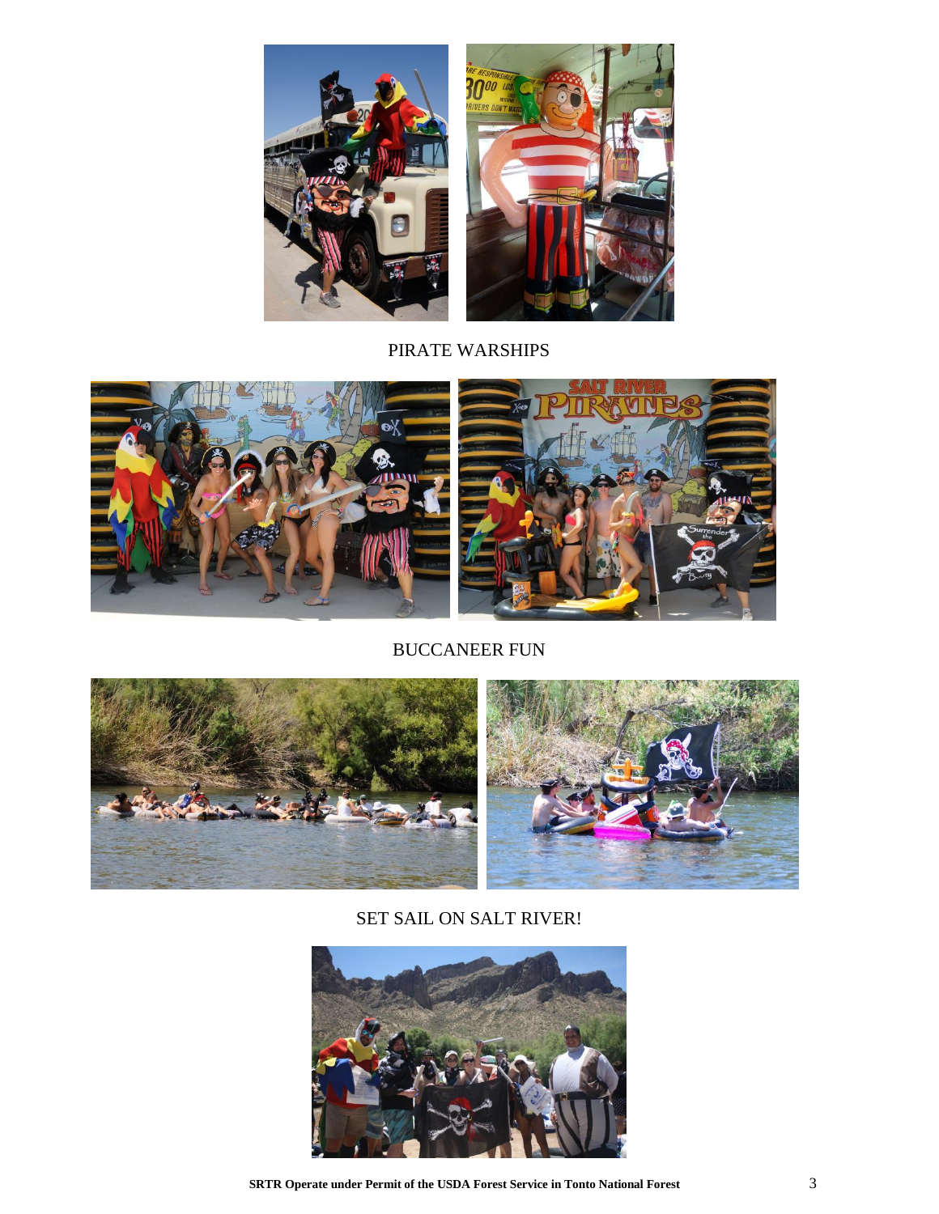PIRATE WARSHIPS

BUCCANEER FUN

SET SAIL ON SALT RIVER!

**SRTR Operate under Permit of the USDA Forest Service in Tonto National Forest**